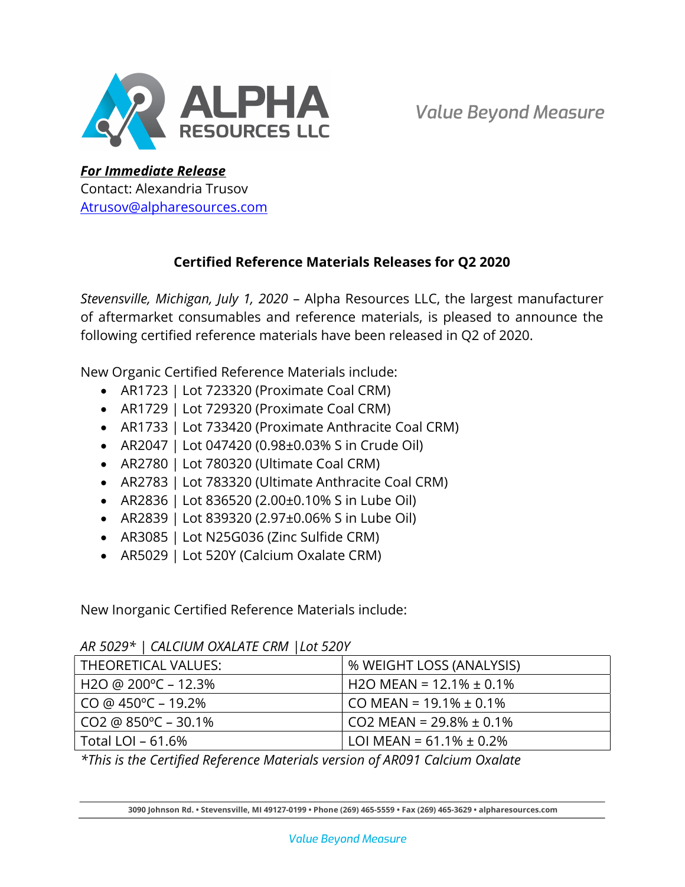ALPHA RESOURCES LLC

*Value Beyond Measure*

***For Immediate Release***
Contact: Alexandria Trusov
Atrusov@alpharesources.com

## Certified Reference Materials Releases for Q2 2020

*Stevensville, Michigan, July 1, 2020* – Alpha Resources LLC, the largest manufacturer of aftermarket consumables and reference materials, is pleased to announce the following certified reference materials have been released in Q2 of 2020.

New Organic Certified Reference Materials include:

- AR1723 | Lot 723320 (Proximate Coal CRM)
- AR1729 | Lot 729320 (Proximate Coal CRM)
- AR1733 | Lot 733420 (Proximate Anthracite Coal CRM)
- AR2047 | Lot 047420 (0.98±0.03% S in Crude Oil)
- AR2780 | Lot 780320 (Ultimate Coal CRM)
- AR2783 | Lot 783320 (Ultimate Anthracite Coal CRM)
- AR2836 | Lot 836520 (2.00±0.10% S in Lube Oil)
- AR2839 | Lot 839320 (2.97±0.06% S in Lube Oil)
- AR3085 | Lot N25G036 (Zinc Sulfide CRM)
- AR5029 | Lot 520Y (Calcium Oxalate CRM)

New Inorganic Certified Reference Materials include:

*AR 5029* | CALCIUM OXALATE CRM |Lot 520Y*

| THEORETICAL VALUES: | % WEIGHT LOSS (ANALYSIS) |
|---|---|
| $H_2O$ @ 200°C – 12.3% | $H_2O$ MEAN = 12.1% ± 0.1% |
| CO @ 450°C – 19.2% | CO MEAN = 19.1% ± 0.1% |
| $CO_2$ @ 850°C – 30.1% | $CO_2$ MEAN = 29.8% ± 0.1% |
| Total LOI – 61.6% | LOI MEAN = 61.1% ± 0.2% |

**This is the Certified Reference Materials version of AR091 Calcium Oxalate*

3090 Johnson Rd. • Stevensville, MI 49127-0199 • Phone (269) 465-5559 • Fax (269) 465-3629 • alpharesources.com

*Value Beyond Measure*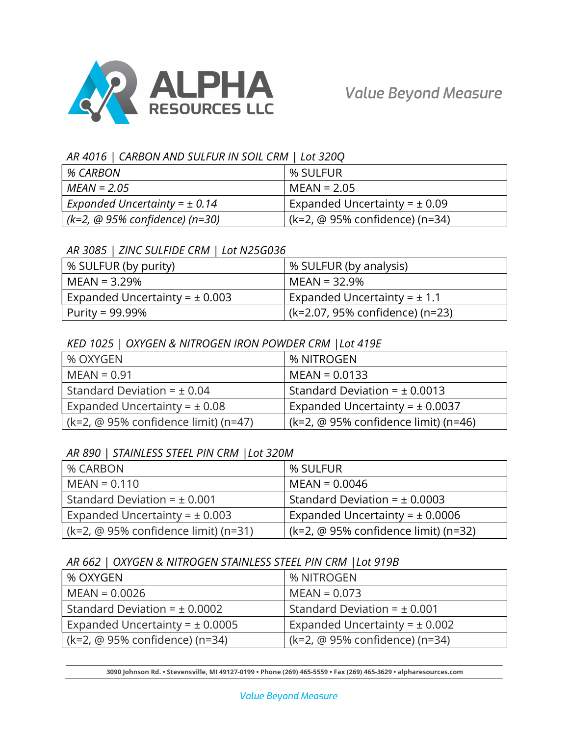*AR 4016 | CARBON AND SULFUR IN SOIL CRM | Lot 320Q*

| *% CARBON* | % SULFUR |
|---|---|
| *MEAN = 2.05* | MEAN = 2.05 |
| *Expanded Uncertainty = ± 0.14* | Expanded Uncertainty = ± 0.09 |
| *(k=2, @ 95% confidence) (n=30)* | (k=2, @ 95% confidence) (n=34) |

*AR 3085 | ZINC SULFIDE CRM | Lot N25G036*

| % SULFUR (by purity) | % SULFUR (by analysis) |
|---|---|
| MEAN = 3.29% | MEAN = 32.9% |
| Expanded Uncertainty = ± 0.003 | Expanded Uncertainty = ± 1.1 |
| Purity = 99.99% | (k=2.07, 95% confidence) (n=23) |

*KED 1025 | OXYGEN & NITROGEN IRON POWDER CRM |Lot 419E*

| % OXYGEN | % NITROGEN |
|---|---|
| MEAN = 0.91 | MEAN = 0.0133 |
| Standard Deviation = ± 0.04 | Standard Deviation = ± 0.0013 |
| Expanded Uncertainty = ± 0.08 | Expanded Uncertainty = ± 0.0037 |
| (k=2, @ 95% confidence limit) (n=47) | (k=2, @ 95% confidence limit) (n=46) |

*AR 890 | STAINLESS STEEL PIN CRM |Lot 320M*

| % CARBON | % SULFUR |
|---|---|
| MEAN = 0.110 | MEAN = 0.0046 |
| Standard Deviation = ± 0.001 | Standard Deviation = ± 0.0003 |
| Expanded Uncertainty = ± 0.003 | Expanded Uncertainty = ± 0.0006 |
| (k=2, @ 95% confidence limit) (n=31) | (k=2, @ 95% confidence limit) (n=32) |

*AR 662 | OXYGEN & NITROGEN STAINLESS STEEL PIN CRM |Lot 919B*

| % OXYGEN | % NITROGEN |
|---|---|
| MEAN = 0.0026 | MEAN = 0.073 |
| Standard Deviation = ± 0.0002 | Standard Deviation = ± 0.001 |
| Expanded Uncertainty = ± 0.0005 | Expanded Uncertainty = ± 0.002 |
| (k=2, @ 95% confidence) (n=34) | (k=2, @ 95% confidence) (n=34) |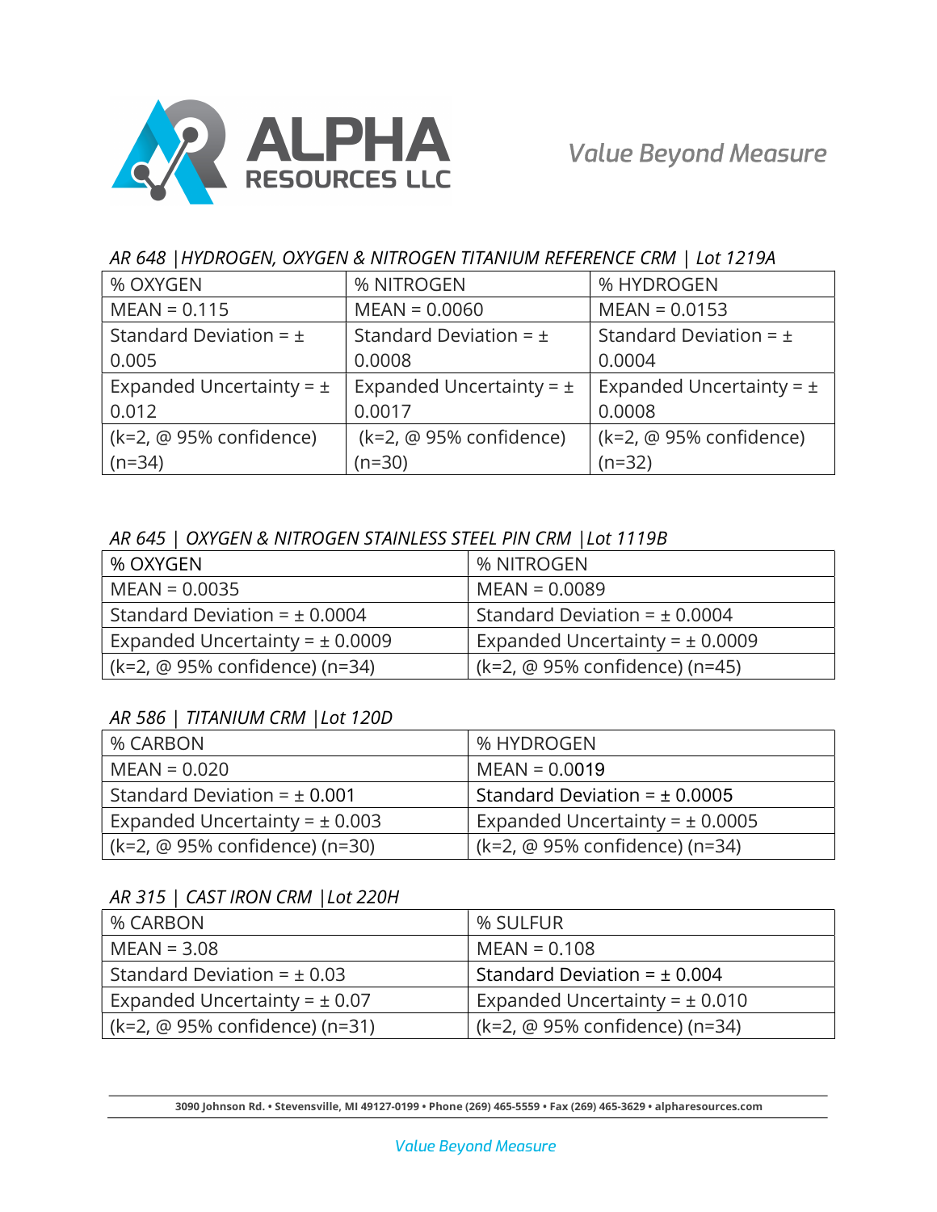ALPHA RESOURCES LLC

*Value Beyond Measure*

*AR 648 |HYDROGEN, OXYGEN & NITROGEN TITANIUM REFERENCE CRM | Lot 1219A*

| % OXYGEN | % NITROGEN | % HYDROGEN |
|---|---|---|
| MEAN = 0.115 | MEAN = 0.0060 | MEAN = 0.0153 |
| Standard Deviation = ± 0.005 | Standard Deviation = ± 0.0008 | Standard Deviation = ± 0.0004 |
| Expanded Uncertainty = ± 0.012 | Expanded Uncertainty = ± 0.0017 | Expanded Uncertainty = ± 0.0008 |
| (k=2, @ 95% confidence) (n=34) | (k=2, @ 95% confidence) (n=30) | (k=2, @ 95% confidence) (n=32) |

*AR 645 | OXYGEN & NITROGEN STAINLESS STEEL PIN CRM |Lot 1119B*

| % OXYGEN | % NITROGEN |
|---|---|
| MEAN = 0.0035 | MEAN = 0.0089 |
| Standard Deviation = ± 0.0004 | Standard Deviation = ± 0.0004 |
| Expanded Uncertainty = ± 0.0009 | Expanded Uncertainty = ± 0.0009 |
| (k=2, @ 95% confidence) (n=34) | (k=2, @ 95% confidence) (n=45) |

*AR 586 | TITANIUM CRM |Lot 120D*

| % CARBON | % HYDROGEN |
|---|---|
| MEAN = 0.020 | MEAN = 0.0019 |
| Standard Deviation = ± 0.001 | Standard Deviation = ± 0.0005 |
| Expanded Uncertainty = ± 0.003 | Expanded Uncertainty = ± 0.0005 |
| (k=2, @ 95% confidence) (n=30) | (k=2, @ 95% confidence) (n=34) |

*AR 315 | CAST IRON CRM |Lot 220H*

| % CARBON | % SULFUR |
|---|---|
| MEAN = 3.08 | MEAN = 0.108 |
| Standard Deviation = ± 0.03 | Standard Deviation = ± 0.004 |
| Expanded Uncertainty = ± 0.07 | Expanded Uncertainty = ± 0.010 |
| (k=2, @ 95% confidence) (n=31) | (k=2, @ 95% confidence) (n=34) |

**3090 Johnson Rd. • Stevensville, MI 49127-0199 • Phone (269) 465-5559 • Fax (269) 465-3629 • alpharesources.com**

*Value Beyond Measure*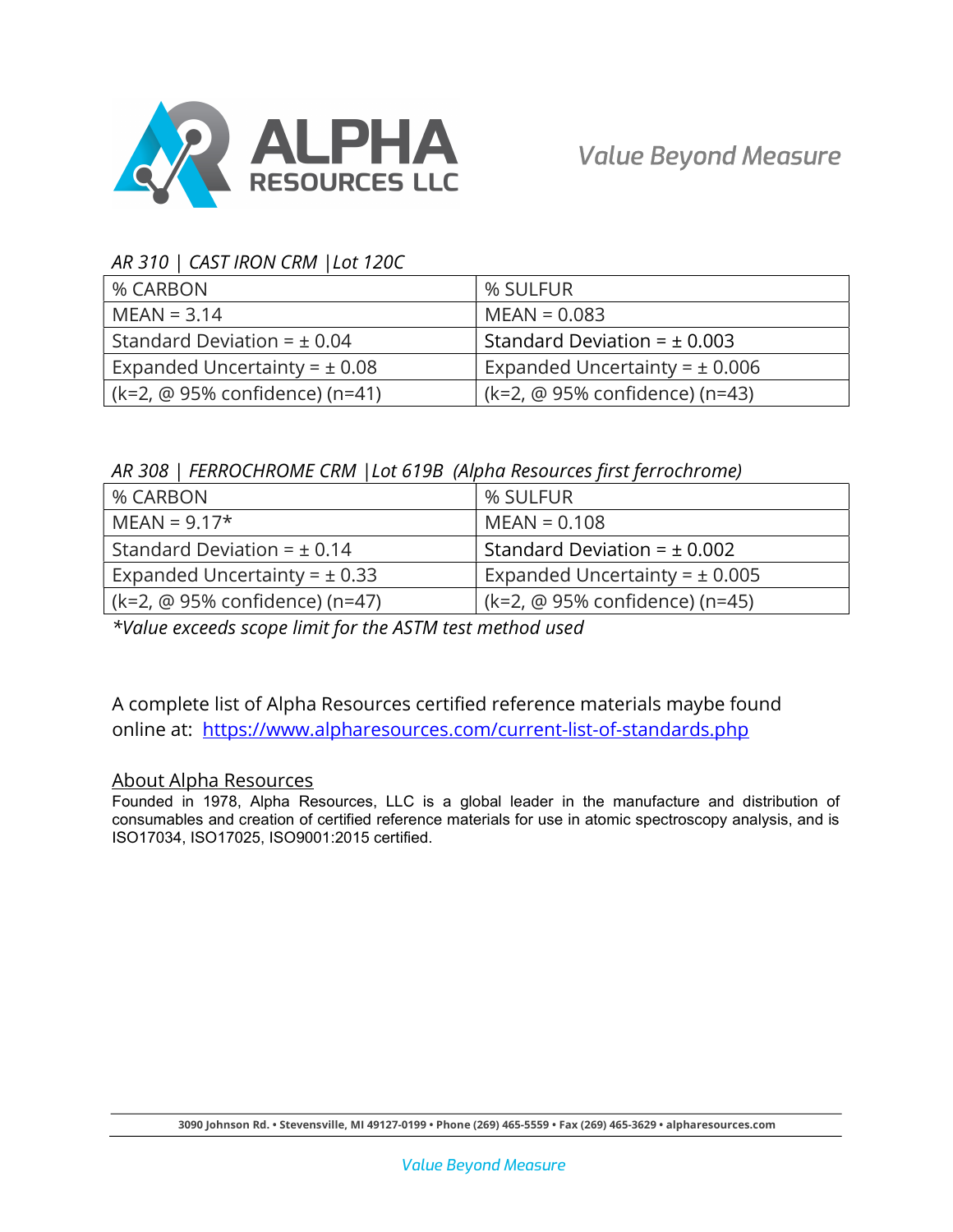ALPHA RESOURCES LLC

*Value Beyond Measure*

*AR 310 | CAST IRON CRM | Lot 120C*

| % CARBON | % SULFUR |
|---|---|
| MEAN = 3.14 | MEAN = 0.083 |
| Standard Deviation = ± 0.04 | Standard Deviation = ± 0.003 |
| Expanded Uncertainty = ± 0.08 | Expanded Uncertainty = ± 0.006 |
| (k=2, @ 95% confidence) (n=41) | (k=2, @ 95% confidence) (n=43) |

*AR 308 | FERROCHROME CRM | Lot 619B (Alpha Resources first ferrochrome)*

| % CARBON | % SULFUR |
|---|---|
| MEAN = 9.17* | MEAN = 0.108 |
| Standard Deviation = ± 0.14 | Standard Deviation = ± 0.002 |
| Expanded Uncertainty = ± 0.33 | Expanded Uncertainty = ± 0.005 |
| (k=2, @ 95% confidence) (n=47) | (k=2, @ 95% confidence) (n=45) |

*\*Value exceeds scope limit for the ASTM test method used*

A complete list of Alpha Resources certified reference materials maybe found online at: [https://www.alpharesources.com/current-list-of-standards.php](https://www.alpharesources.com/current-list-of-standards.php)

## About Alpha Resources

Founded in 1978, Alpha Resources, LLC is a global leader in the manufacture and distribution of consumables and creation of certified reference materials for use in atomic spectroscopy analysis, and is ISO17034, ISO17025, ISO9001:2015 certified.

3090 Johnson Rd. • Stevensville, MI 49127-0199 • Phone (269) 465-5559 • Fax (269) 465-3629 • alpharesources.com

*Value Beyond Measure*